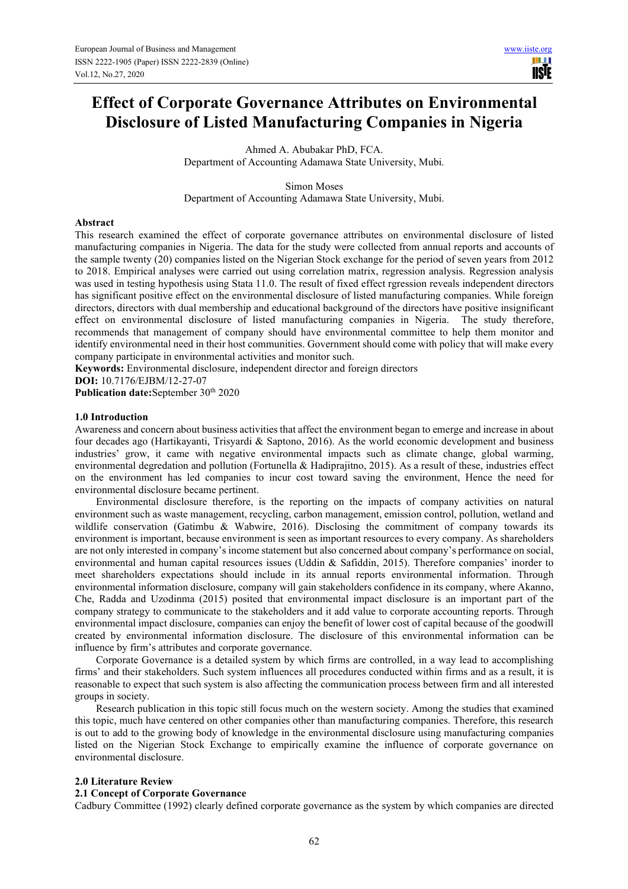# Effect of Corporate Governance Attributes on Environmental Disclosure of Listed Manufacturing Companies in Nigeria

Ahmed A. Abubakar PhD, FCA.
Department of Accounting Adamawa State University, Mubi.

Simon Moses
Department of Accounting Adamawa State University, Mubi.

## Abstract

This research examined the effect of corporate governance attributes on environmental disclosure of listed manufacturing companies in Nigeria. The data for the study were collected from annual reports and accounts of the sample twenty (20) companies listed on the Nigerian Stock exchange for the period of seven years from 2012 to 2018. Empirical analyses were carried out using correlation matrix, regression analysis. Regression analysis was used in testing hypothesis using Stata 11.0. The result of fixed effect rgression reveals independent directors has significant positive effect on the environmental disclosure of listed manufacturing companies. While foreign directors, directors with dual membership and educational background of the directors have positive insignificant effect on environmental disclosure of listed manufacturing companies in Nigeria. The study therefore, recommends that management of company should have environmental committee to help them monitor and identify environmental need in their host communities. Government should come with policy that will make every company participate in environmental activities and monitor such.

**Keywords:** Environmental disclosure, independent director and foreign directors

**DOI:** 10.7176/EJBM/12-27-07

**Publication date:** September 30th 2020

## 1.0 Introduction

Awareness and concern about business activities that affect the environment began to emerge and increase in about four decades ago (Hartikayanti, Trisyardi & Saptono, 2016). As the world economic development and business industries' grow, it came with negative environmental impacts such as climate change, global warming, environmental degredation and pollution (Fortunella & Hadiprajitno, 2015). As a result of these, industries effect on the environment has led companies to incur cost toward saving the environment, Hence the need for environmental disclosure became pertinent.

Environmental disclosure therefore, is the reporting on the impacts of company activities on natural environment such as waste management, recycling, carbon management, emission control, pollution, wetland and wildlife conservation (Gatimbu & Wabwire, 2016). Disclosing the commitment of company towards its environment is important, because environment is seen as important resources to every company. As shareholders are not only interested in company's income statement but also concerned about company's performance on social, environmental and human capital resources issues (Uddin & Safiddin, 2015). Therefore companies' inorder to meet shareholders expectations should include in its annual reports environmental information. Through environmental information disclosure, company will gain stakeholders confidence in its company, where Akanno, Che, Radda and Uzodinma (2015) posited that environmental impact disclosure is an important part of the company strategy to communicate to the stakeholders and it add value to corporate accounting reports. Through environmental impact disclosure, companies can enjoy the benefit of lower cost of capital because of the goodwill created by environmental information disclosure. The disclosure of this environmental information can be influence by firm's attributes and corporate governance.

Corporate Governance is a detailed system by which firms are controlled, in a way lead to accomplishing firms' and their stakeholders. Such system influences all procedures conducted within firms and as a result, it is reasonable to expect that such system is also affecting the communication process between firm and all interested groups in society.

Research publication in this topic still focus much on the western society. Among the studies that examined this topic, much have centered on other companies other than manufacturing companies. Therefore, this research is out to add to the growing body of knowledge in the environmental disclosure using manufacturing companies listed on the Nigerian Stock Exchange to empirically examine the influence of corporate governance on environmental disclosure.

## 2.0 Literature Review

### 2.1 Concept of Corporate Governance

Cadbury Committee (1992) clearly defined corporate governance as the system by which companies are directed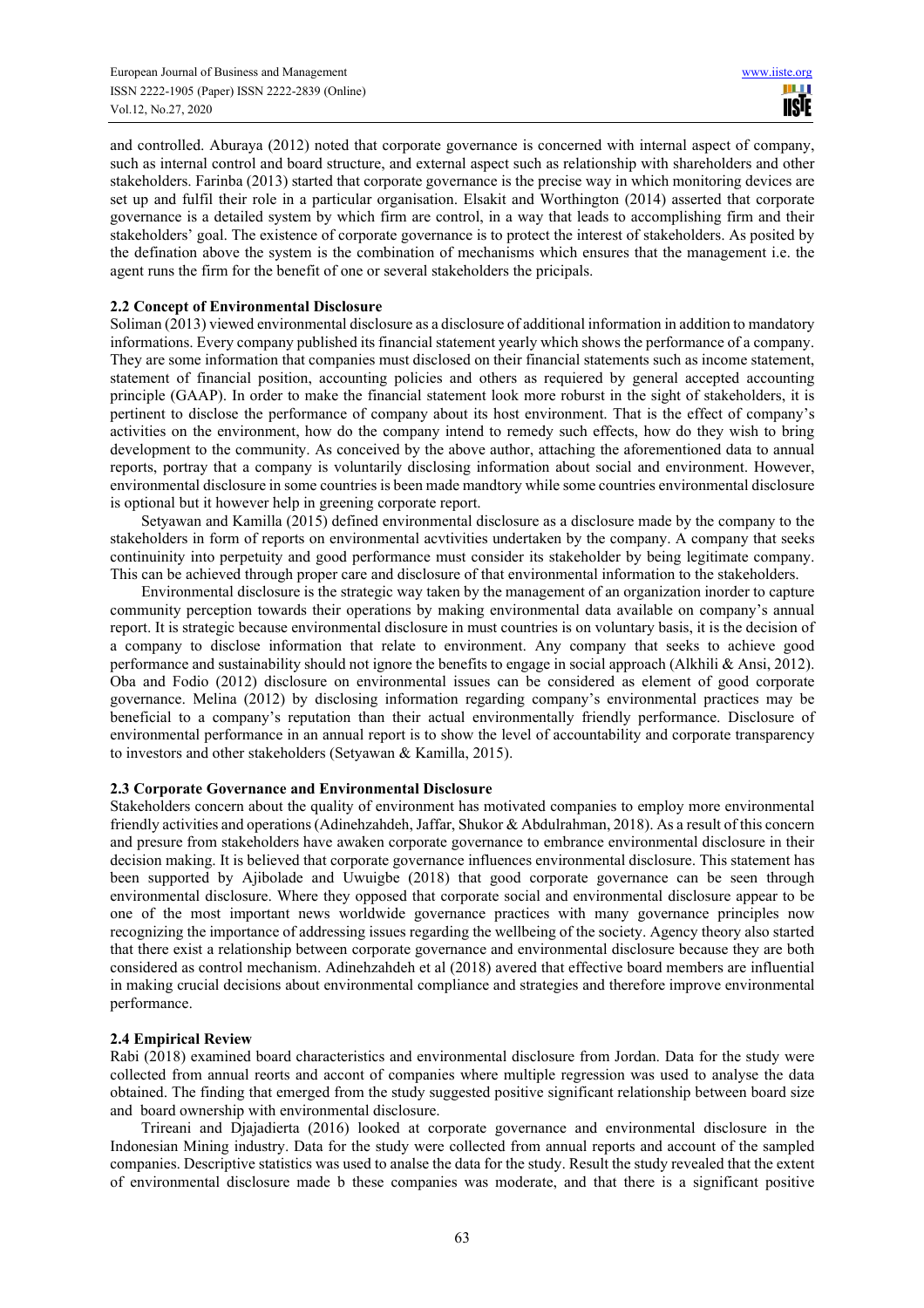and controlled. Aburaya (2012) noted that corporate governance is concerned with internal aspect of company, such as internal control and board structure, and external aspect such as relationship with shareholders and other stakeholders. Farinba (2013) started that corporate governance is the precise way in which monitoring devices are set up and fulfil their role in a particular organisation. Elsakit and Worthington (2014) asserted that corporate governance is a detailed system by which firm are control, in a way that leads to accomplishing firm and their stakeholders' goal. The existence of corporate governance is to protect the interest of stakeholders. As posited by the defination above the system is the combination of mechanisms which ensures that the management i.e. the agent runs the firm for the benefit of one or several stakeholders the pricipals.

### 2.2 Concept of Environmental Disclosure

Soliman (2013) viewed environmental disclosure as a disclosure of additional information in addition to mandatory informations. Every company published its financial statement yearly which shows the performance of a company. They are some information that companies must disclosed on their financial statements such as income statement, statement of financial position, accounting policies and others as requiered by general accepted accounting principle (GAAP). In order to make the financial statement look more roburst in the sight of stakeholders, it is pertinent to disclose the performance of company about its host environment. That is the effect of company's activities on the environment, how do the company intend to remedy such effects, how do they wish to bring development to the community. As conceived by the above author, attaching the aforementioned data to annual reports, portray that a company is voluntarily disclosing information about social and environment. However, environmental disclosure in some countries is been made mandtory while some countries environmental disclosure is optional but it however help in greening corporate report.

Setyawan and Kamilla (2015) defined environmental disclosure as a disclosure made by the company to the stakeholders in form of reports on environmental acvtivities undertaken by the company. A company that seeks continuinity into perpetuity and good performance must consider its stakeholder by being legitimate company. This can be achieved through proper care and disclosure of that environmental information to the stakeholders.

Environmental disclosure is the strategic way taken by the management of an organization inorder to capture community perception towards their operations by making environmental data available on company's annual report. It is strategic because environmental disclosure in must countries is on voluntary basis, it is the decision of a company to disclose information that relate to environment. Any company that seeks to achieve good performance and sustainability should not ignore the benefits to engage in social approach (Alkhili & Ansi, 2012). Oba and Fodio (2012) disclosure on environmental issues can be considered as element of good corporate governance. Melina (2012) by disclosing information regarding company's environmental practices may be beneficial to a company's reputation than their actual environmentally friendly performance. Disclosure of environmental performance in an annual report is to show the level of accountability and corporate transparency to investors and other stakeholders (Setyawan & Kamilla, 2015).

### 2.3 Corporate Governance and Environmental Disclosure

Stakeholders concern about the quality of environment has motivated companies to employ more environmental friendly activities and operations (Adinehzahdeh, Jaffar, Shukor & Abdulrahman, 2018). As a result of this concern and presure from stakeholders have awaken corporate governance to embrance environmental disclosure in their decision making. It is believed that corporate governance influences environmental disclosure. This statement has been supported by Ajibolade and Uwuigbe (2018) that good corporate governance can be seen through environmental disclosure. Where they opposed that corporate social and environmental disclosure appear to be one of the most important news worldwide governance practices with many governance principles now recognizing the importance of addressing issues regarding the wellbeing of the society. Agency theory also started that there exist a relationship between corporate governance and environmental disclosure because they are both considered as control mechanism. Adinehzahdeh et al (2018) avered that effective board members are influential in making crucial decisions about environmental compliance and strategies and therefore improve environmental performance.

### 2.4 Empirical Review

Rabi (2018) examined board characteristics and environmental disclosure from Jordan. Data for the study were collected from annual reorts and accont of companies where multiple regression was used to analyse the data obtained. The finding that emerged from the study suggested positive significant relationship between board size and board ownership with environmental disclosure.

Trireani and Djajadierta (2016) looked at corporate governance and environmental disclosure in the Indonesian Mining industry. Data for the study were collected from annual reports and account of the sampled companies. Descriptive statistics was used to analse the data for the study. Result the study revealed that the extent of environmental disclosure made b these companies was moderate, and that there is a significant positive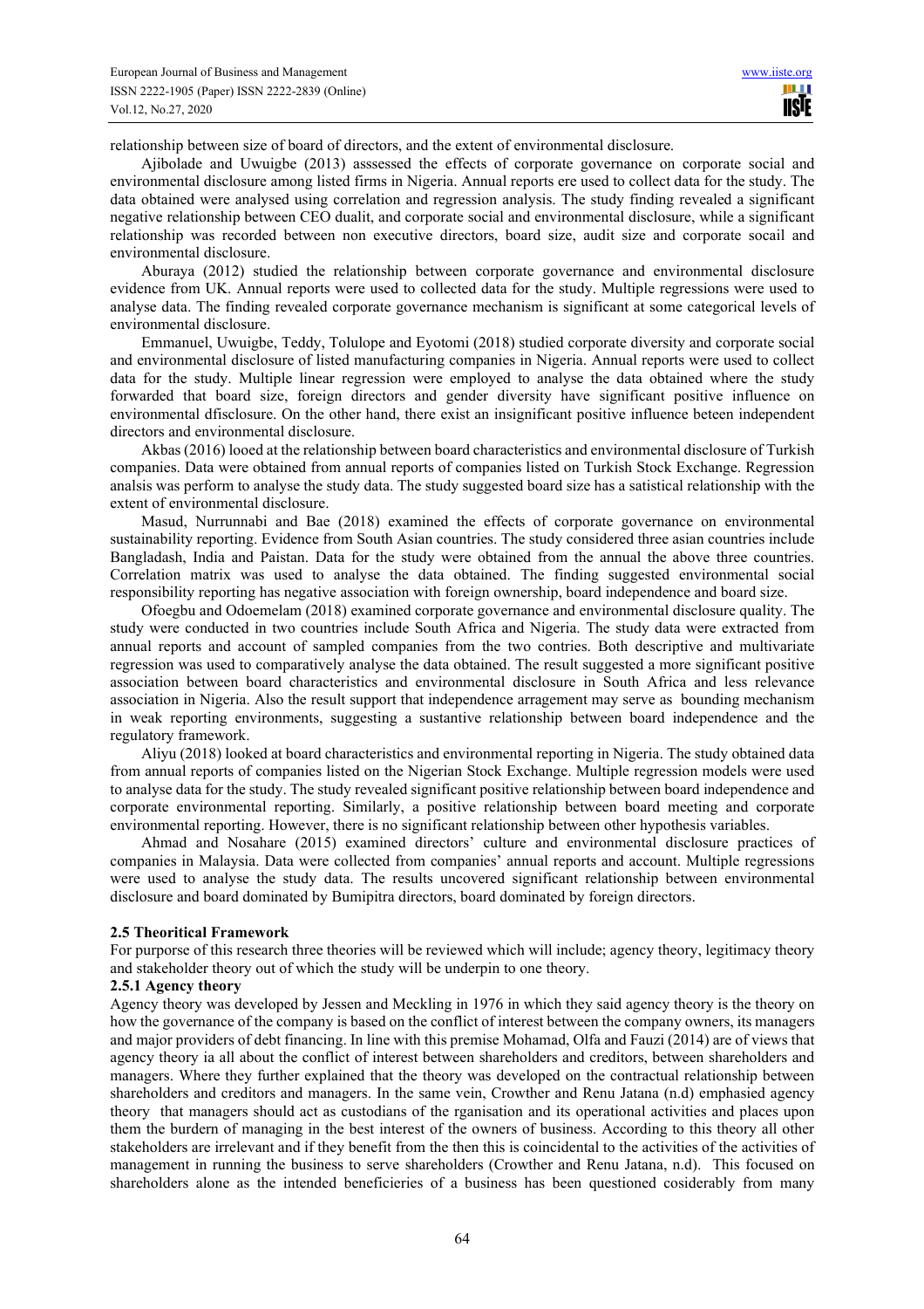relationship between size of board of directors, and the extent of environmental disclosure.

Ajibolade and Uwuigbe (2013) asssessed the effects of corporate governance on corporate social and environmental disclosure among listed firms in Nigeria. Annual reports ere used to collect data for the study. The data obtained were analysed using correlation and regression analysis. The study finding revealed a significant negative relationship between CEO dualit, and corporate social and environmental disclosure, while a significant relationship was recorded between non executive directors, board size, audit size and corporate socail and environmental disclosure.

Aburaya (2012) studied the relationship between corporate governance and environmental disclosure evidence from UK. Annual reports were used to collected data for the study. Multiple regressions were used to analyse data. The finding revealed corporate governance mechanism is significant at some categorical levels of environmental disclosure.

Emmanuel, Uwuigbe, Teddy, Tolulope and Eyotomi (2018) studied corporate diversity and corporate social and environmental disclosure of listed manufacturing companies in Nigeria. Annual reports were used to collect data for the study. Multiple linear regression were employed to analyse the data obtained where the study forwarded that board size, foreign directors and gender diversity have significant positive influence on environmental dfisclosure. On the other hand, there exist an insignificant positive influence beteen independent directors and environmental disclosure.

Akbas (2016) looed at the relationship between board characteristics and environmental disclosure of Turkish companies. Data were obtained from annual reports of companies listed on Turkish Stock Exchange. Regression analsis was perform to analyse the study data. The study suggested board size has a satistical relationship with the extent of environmental disclosure.

Masud, Nurrunnabi and Bae (2018) examined the effects of corporate governance on environmental sustainability reporting. Evidence from South Asian countries. The study considered three asian countries include Bangladash, India and Paistan. Data for the study were obtained from the annual the above three countries. Correlation matrix was used to analyse the data obtained. The finding suggested environmental social responsibility reporting has negative association with foreign ownership, board independence and board size.

Ofoegbu and Odoemelam (2018) examined corporate governance and environmental disclosure quality. The study were conducted in two countries include South Africa and Nigeria. The study data were extracted from annual reports and account of sampled companies from the two contries. Both descriptive and multivariate regression was used to comparatively analyse the data obtained. The result suggested a more significant positive association between board characteristics and environmental disclosure in South Africa and less relevance association in Nigeria. Also the result support that independence arragement may serve as bounding mechanism in weak reporting environments, suggesting a sustantive relationship between board independence and the regulatory framework.

Aliyu (2018) looked at board characteristics and environmental reporting in Nigeria. The study obtained data from annual reports of companies listed on the Nigerian Stock Exchange. Multiple regression models were used to analyse data for the study. The study revealed significant positive relationship between board independence and corporate environmental reporting. Similarly, a positive relationship between board meeting and corporate environmental reporting. However, there is no significant relationship between other hypothesis variables.

Ahmad and Nosahare (2015) examined directors' culture and environmental disclosure practices of companies in Malaysia. Data were collected from companies' annual reports and account. Multiple regressions were used to analyse the study data. The results uncovered significant relationship between environmental disclosure and board dominated by Bumipitra directors, board dominated by foreign directors.

### 2.5 Theoritical Framework

For purpose of this research three theories will be reviewed which will include; agency theory, legitimacy theory and stakeholder theory out of which the study will be underpin to one theory.

#### 2.5.1 Agency theory

Agency theory was developed by Jessen and Meckling in 1976 in which they said agency theory is the theory on how the governance of the company is based on the conflict of interest between the company owners, its managers and major providers of debt financing. In line with this premise Mohamad, Olfa and Fauzi (2014) are of views that agency theory ia all about the conflict of interest between shareholders and creditors, between shareholders and managers. Where they further explained that the theory was developed on the contractual relationship between shareholders and creditors and managers. In the same vein, Crowther and Renu Jatana (n.d) emphasied agency theory that managers should act as custodians of the rganisation and its operational activities and places upon them the burdern of managing in the best interest of the owners of business. According to this theory all other stakeholders are irrelevant and if they benefit from the then this is coincidental to the activities of the activities of management in running the business to serve shareholders (Crowther and Renu Jatana, n.d). This focused on shareholders alone as the intended beneficieries of a business has been questioned cosiderably from many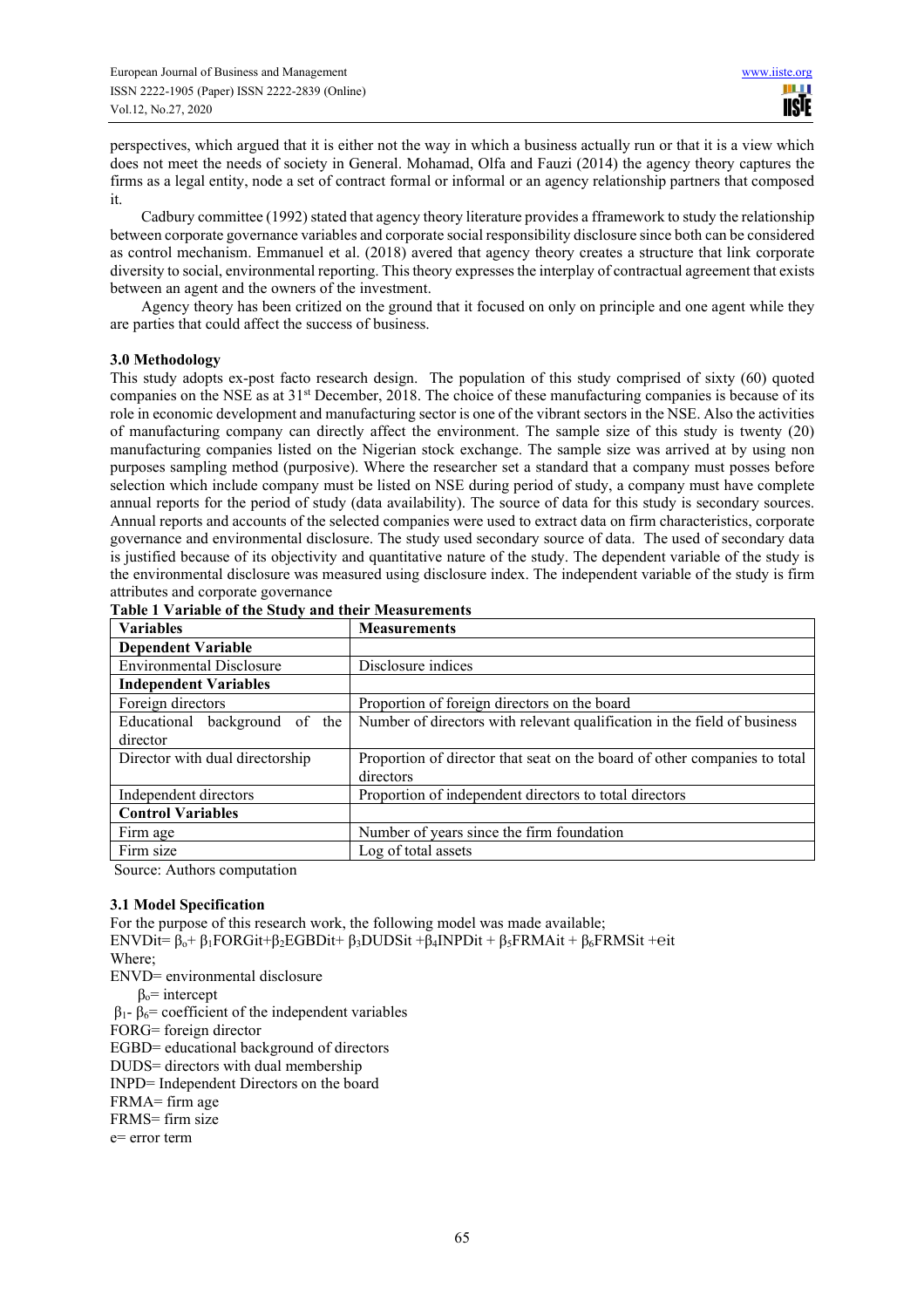perspectives, which argued that it is either not the way in which a business actually run or that it is a view which does not meet the needs of society in General. Mohamad, Olfa and Fauzi (2014) the agency theory captures the firms as a legal entity, node a set of contract formal or informal or an agency relationship partners that composed it.

Cadbury committee (1992) stated that agency theory literature provides a fframework to study the relationship between corporate governance variables and corporate social responsibility disclosure since both can be considered as control mechanism. Emmanuel et al. (2018) avered that agency theory creates a structure that link corporate diversity to social, environmental reporting. This theory expresses the interplay of contractual agreement that exists between an agent and the owners of the investment.

Agency theory has been critized on the ground that it focused on only on principle and one agent while they are parties that could affect the success of business.

## 3.0 Methodology

This study adopts ex-post facto research design. The population of this study comprised of sixty (60) quoted companies on the NSE as at 31st December, 2018. The choice of these manufacturing companies is because of its role in economic development and manufacturing sector is one of the vibrant sectors in the NSE. Also the activities of manufacturing company can directly affect the environment. The sample size of this study is twenty (20) manufacturing companies listed on the Nigerian stock exchange. The sample size was arrived at by using non purposes sampling method (purposive). Where the researcher set a standard that a company must posses before selection which include company must be listed on NSE during period of study, a company must have complete annual reports for the period of study (data availability). The source of data for this study is secondary sources. Annual reports and accounts of the selected companies were used to extract data on firm characteristics, corporate governance and environmental disclosure. The study used secondary source of data. The used of secondary data is justified because of its objectivity and quantitative nature of the study. The dependent variable of the study is the environmental disclosure was measured using disclosure index. The independent variable of the study is firm attributes and corporate governance

**Table 1 Variable of the Study and their Measurements**

| **Variables** | **Measurements** |
|---|---|
| **Dependent Variable** | |
| Environmental Disclosure | Disclosure indices |
| **Independent Variables** | |
| Foreign directors | Proportion of foreign directors on the board |
| Educational background of the director | Number of directors with relevant qualification in the field of business |
| Director with dual directorship | Proportion of director that seat on the board of other companies to total directors |
| Independent directors | Proportion of independent directors to total directors |
| **Control Variables** | |
| Firm age | Number of years since the firm foundation |
| Firm size | Log of total assets |

Source: Authors computation

### 3.1 Model Specification

For the purpose of this research work, the following model was made available;

$$ENVDit= \beta_o + \beta_1 FORGit + \beta_2 EGBDit + \beta_3 DUDSit + \beta_4 INPDit + \beta_5 FRMAit + \beta_6 FRMSit + e it$$

Where;

ENVD= environmental disclosure

$\beta_o$= intercept

$\beta_1$- $\beta_6$= coefficient of the independent variables

FORG= foreign director

EGBD= educational background of directors

DUDS= directors with dual membership

INPD= Independent Directors on the board

FRMA= firm age

FRMS= firm size

e= error term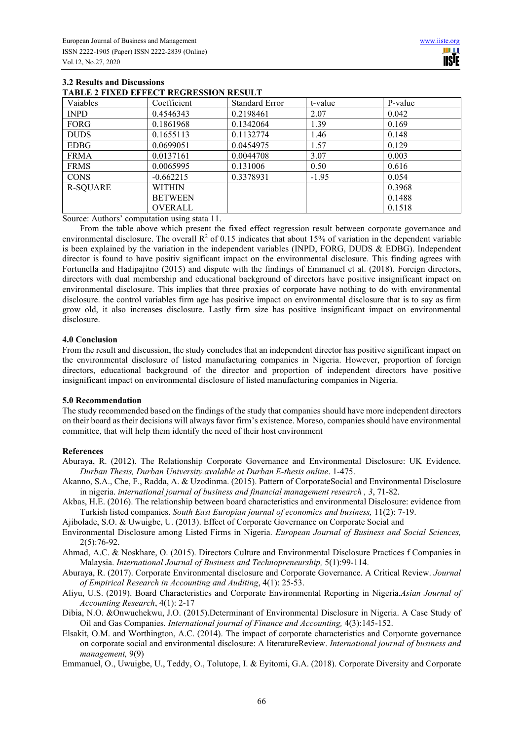### 3.2 Results and Discussions

**TABLE 2 FIXED EFFECT REGRESSION RESULT**

| Vaiables | Coefficient | Standard Error | t-value | P-value |
|---|---|---|---|---|
| INPD | 0.4546343 | 0.2198461 | 2.07 | 0.042 |
| FORG | 0.1861968 | 0.1342064 | 1.39 | 0.169 |
| DUDS | 0.1655113 | 0.1132774 | 1.46 | 0.148 |
| EDBG | 0.0699051 | 0.0454975 | 1.57 | 0.129 |
| FRMA | 0.0137161 | 0.0044708 | 3.07 | 0.003 |
| FRMS | 0.0065995 | 0.131006 | 0.50 | 0.616 |
| CONS | -0.662215 | 0.3378931 | -1.95 | 0.054 |
| R-SQUARE | WITHIN | | | 0.3968 |
| | BETWEEN | | | 0.1488 |
| | OVERALL | | | 0.1518 |

Source: Authors' computation using stata 11.

From the table above which present the fixed effect regression result between corporate governance and environmental disclosure. The overall $R^2$ of 0.15 indicates that about 15% of variation in the dependent variable is been explained by the variation in the independent variables (INPD, FORG, DUDS & EDBG). Independent director is found to have positiv significant impact on the environmental disclosure. This finding agrees with Fortunella and Hadipajitno (2015) and dispute with the findings of Emmanuel et al. (2018). Foreign directors, directors with dual membership and educational background of directors have positive insignificant impact on environmental disclosure. This implies that three proxies of corporate have nothing to do with environmental disclosure. the control variables firm age has positive impact on environmental disclosure that is to say as firm grow old, it also increases disclosure. Lastly firm size has positive insignificant impact on environmental disclosure.

### 4.0 Conclusion

From the result and discussion, the study concludes that an independent director has positive significant impact on the environmental disclosure of listed manufacturing companies in Nigeria. However, proportion of foreign directors, educational background of the director and proportion of independent directors have positive insignificant impact on environmental disclosure of listed manufacturing companies in Nigeria.

### 5.0 Recommendation

The study recommended based on the findings of the study that companies should have more independent directors on their board as their decisions will always favor firm's existence. Moreso, companies should have environmental committee, that will help them identify the need of their host environment

### References

Aburaya, R. (2012). The Relationship Corporate Governance and Environmental Disclosure: UK Evidence. *Durban Thesis, Durban University.avalable at Durban E-thesis online*. 1-475.

Akanno, S.A., Che, F., Radda, A. & Uzodinma. (2015). Pattern of CorporateSocial and Environmental Disclosure in nigeria. *international journal of business and financial management research , 3*, 71-82.

Akbas, H.E. (2016). The relationship between board characteristics and environmental Disclosure: evidence from Turkish listed companies. *South East Europian journal of economics and business,* 11(2): 7-19.

Ajibolade, S.O. & Uwuigbe, U. (2013). Effect of Corporate Governance on Corporate Social and Environmental Disclosure among Listed Firms in Nigeria. *European Journal of Business and Social Sciences,* 2(5):76-92.

Ahmad, A.C. & Noskhare, O. (2015). Directors Culture and Environmental Disclosure Practices f Companies in Malaysia. *International Journal of Business and Technopreneurship,* 5(1):99-114.

Aburaya, R. (2017). Corporate Environmental disclosure and Corporate Governance. A Critical Review. *Journal of Empirical Research in Accounting and Auditing*, 4(1): 25-53.

Aliyu, U.S. (2019). Board Characteristics and Corporate Environmental Reporting in Nigeria.*Asian Journal of Accounting Research*, 4(1): 2-17

Dibia, N.O. &Onwuchekwu, J.O. (2015).Determinant of Environmental Disclosure in Nigeria. A Case Study of Oil and Gas Companies*. International journal of Finance and Accounting,* 4(3):145-152.

Elsakit, O.M. and Worthington, A.C. (2014). The impact of corporate characteristics and Corporate governance on corporate social and environmental disclosure: A literatureReview. *International journal of business and management,* 9(9)

Emmanuel, O., Uwuigbe, U., Teddy, O., Tolutope, I. & Eyitomi, G.A. (2018). Corporate Diversity and Corporate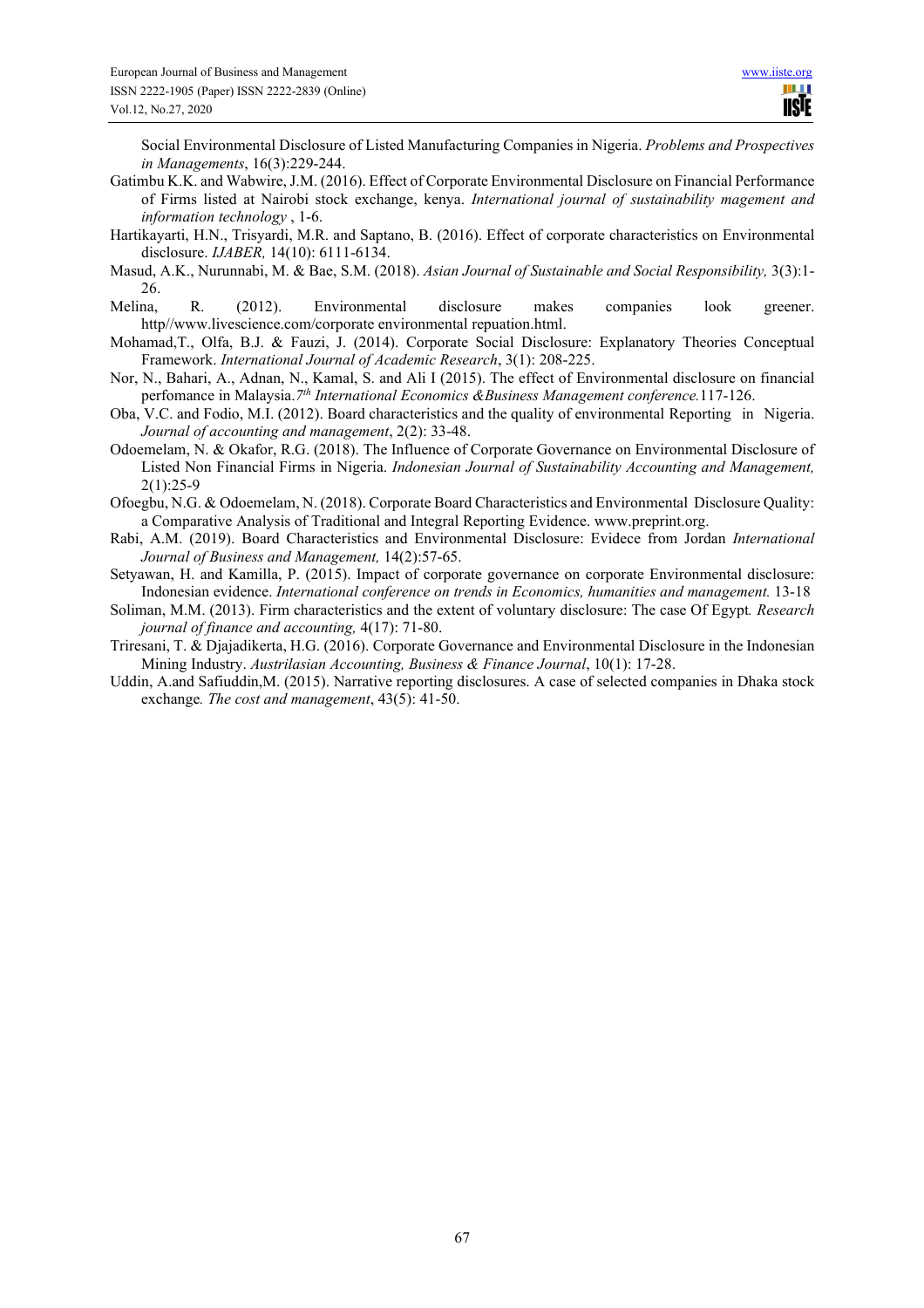Social Environmental Disclosure of Listed Manufacturing Companies in Nigeria. *Problems and Prospectives in Managements*, 16(3):229-244.

Gatimbu K.K. and Wabwire, J.M. (2016). Effect of Corporate Environmental Disclosure on Financial Performance of Firms listed at Nairobi stock exchange, kenya. *International journal of sustainability magement and information technology* , 1-6.

Hartikayarti, H.N., Trisyardi, M.R. and Saptano, B. (2016). Effect of corporate characteristics on Environmental disclosure. *IJABER,* 14(10): 6111-6134.

Masud, A.K., Nurunnabi, M. & Bae, S.M. (2018). *Asian Journal of Sustainable and Social Responsibility,* 3(3):1-26.

Melina, R. (2012). Environmental disclosure makes companies look greener. http//www.livescience.com/corporate environmental repuation.html.

Mohamad,T., Olfa, B.J. & Fauzi, J. (2014). Corporate Social Disclosure: Explanatory Theories Conceptual Framework. *International Journal of Academic Research*, 3(1): 208-225.

Nor, N., Bahari, A., Adnan, N., Kamal, S. and Ali I (2015). The effect of Environmental disclosure on financial perfomance in Malaysia.*7th International Economics &Business Management conference.*117-126.

Oba, V.C. and Fodio, M.I. (2012). Board characteristics and the quality of environmental Reporting in Nigeria. *Journal of accounting and management*, 2(2): 33-48.

Odoemelam, N. & Okafor, R.G. (2018). The Influence of Corporate Governance on Environmental Disclosure of Listed Non Financial Firms in Nigeria. *Indonesian Journal of Sustainability Accounting and Management,* 2(1):25-9

Ofoegbu, N.G. & Odoemelam, N. (2018). Corporate Board Characteristics and Environmental Disclosure Quality: a Comparative Analysis of Traditional and Integral Reporting Evidence. www.preprint.org.

Rabi, A.M. (2019). Board Characteristics and Environmental Disclosure: Evidece from Jordan *International Journal of Business and Management,* 14(2):57-65.

Setyawan, H. and Kamilla, P. (2015). Impact of corporate governance on corporate Environmental disclosure: Indonesian evidence. *International conference on trends in Economics, humanities and management.* 13-18

Soliman, M.M. (2013). Firm characteristics and the extent of voluntary disclosure: The case Of Egypt*. Research journal of finance and accounting,* 4(17): 71-80.

Triresani, T. & Djajadikerta, H.G. (2016). Corporate Governance and Environmental Disclosure in the Indonesian Mining Industry. *Austrilasian Accounting, Business & Finance Journal*, 10(1): 17-28.

Uddin, A.and Safiuddin,M. (2015). Narrative reporting disclosures. A case of selected companies in Dhaka stock exchange*. The cost and management*, 43(5): 41-50.